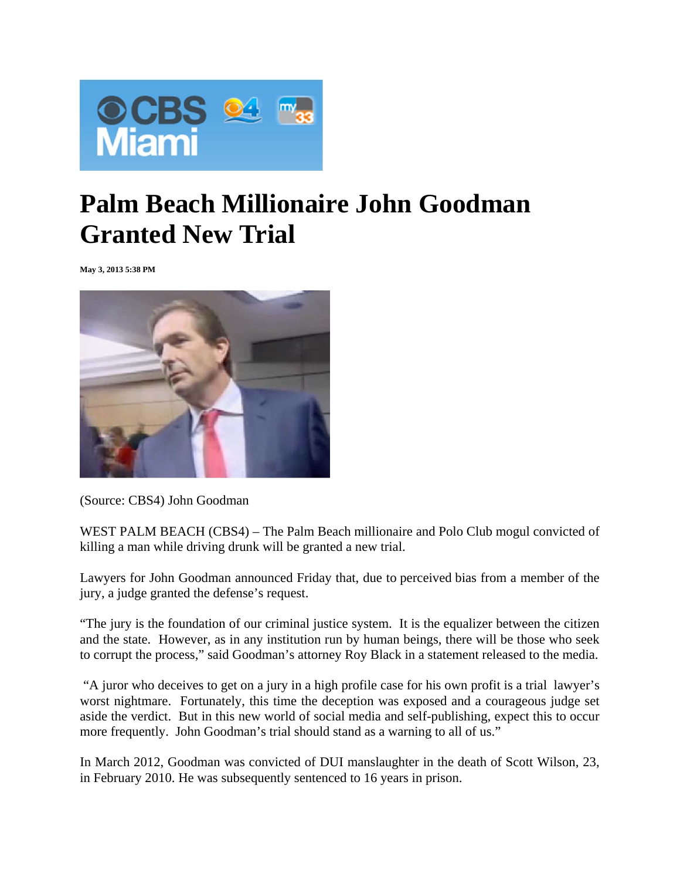# Palm Beach Millionaire John Goodman Granted New Trial

**May 3, 2013 5:38 PM**

(Source: CBS4) John Goodman

WEST PALM BEACH (CBS4) – The Palm Beach millionaire and Polo Club mogul convicted of killing a man while driving drunk will be granted a new trial.

Lawyers for John Goodman announced Friday that, due to perceived bias from a member of the jury, a judge granted the defense's request.

"The jury is the foundation of our criminal justice system. It is the equalizer between the citizen and the state. However, as in any institution run by human beings, there will be those who seek to corrupt the process," said Goodman's attorney Roy Black in a statement released to the media.

"A juror who deceives to get on a jury in a high profile case for his own profit is a trial lawyer's worst nightmare. Fortunately, this time the deception was exposed and a courageous judge set aside the verdict. But in this new world of social media and self-publishing, expect this to occur more frequently. John Goodman's trial should stand as a warning to all of us."

In March 2012, Goodman was convicted of DUI manslaughter in the death of Scott Wilson, 23, in February 2010. He was subsequently sentenced to 16 years in prison.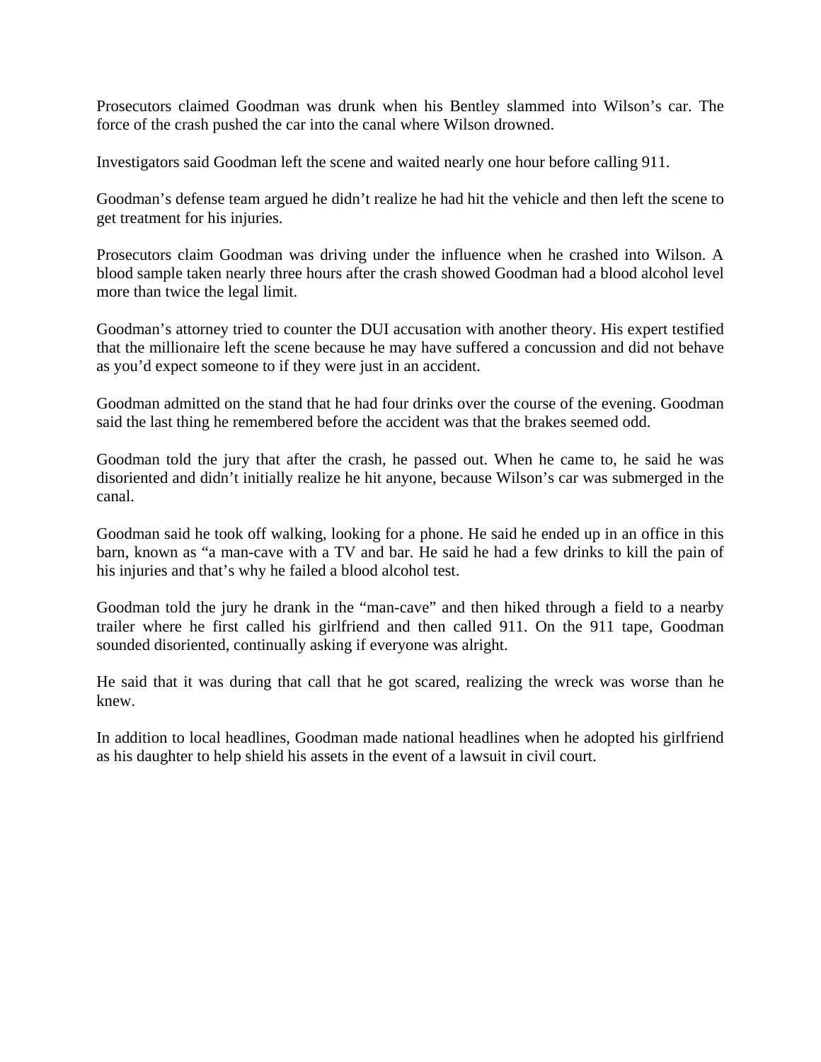Prosecutors claimed Goodman was drunk when his Bentley slammed into Wilson's car. The force of the crash pushed the car into the canal where Wilson drowned.

Investigators said Goodman left the scene and waited nearly one hour before calling 911.

Goodman's defense team argued he didn't realize he had hit the vehicle and then left the scene to get treatment for his injuries.

Prosecutors claim Goodman was driving under the influence when he crashed into Wilson. A blood sample taken nearly three hours after the crash showed Goodman had a blood alcohol level more than twice the legal limit.

Goodman's attorney tried to counter the DUI accusation with another theory. His expert testified that the millionaire left the scene because he may have suffered a concussion and did not behave as you'd expect someone to if they were just in an accident.

Goodman admitted on the stand that he had four drinks over the course of the evening. Goodman said the last thing he remembered before the accident was that the brakes seemed odd.

Goodman told the jury that after the crash, he passed out. When he came to, he said he was disoriented and didn't initially realize he hit anyone, because Wilson's car was submerged in the canal.

Goodman said he took off walking, looking for a phone. He said he ended up in an office in this barn, known as "a man-cave with a TV and bar. He said he had a few drinks to kill the pain of his injuries and that's why he failed a blood alcohol test.

Goodman told the jury he drank in the "man-cave" and then hiked through a field to a nearby trailer where he first called his girlfriend and then called 911. On the 911 tape, Goodman sounded disoriented, continually asking if everyone was alright.

He said that it was during that call that he got scared, realizing the wreck was worse than he knew.

In addition to local headlines, Goodman made national headlines when he adopted his girlfriend as his daughter to help shield his assets in the event of a lawsuit in civil court.